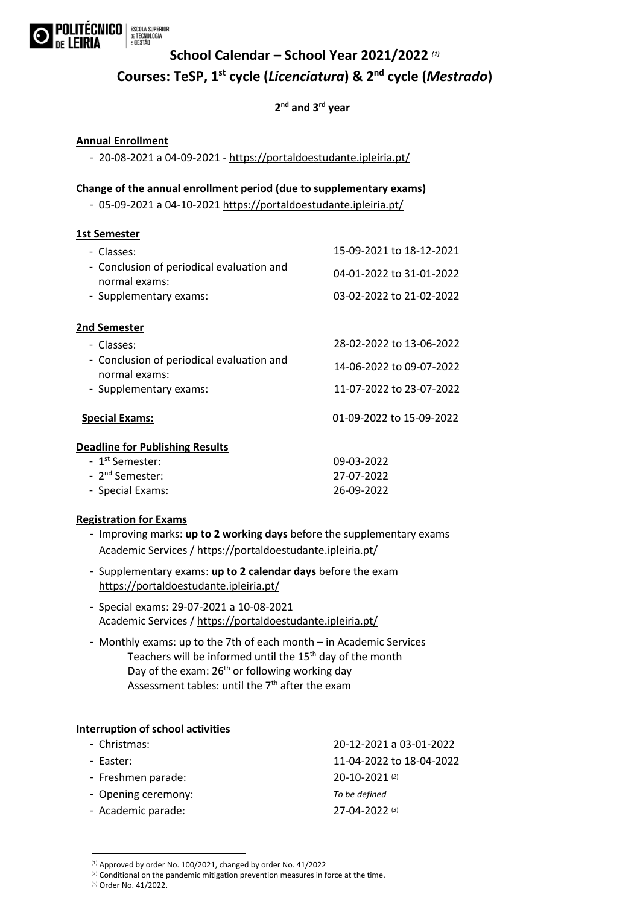# School Calendar – School Year 2021/2022 [(1)]

# Courses: TeSP, 1st cycle (*Licenciatura*) & 2nd cycle (*Mestrado*)

**2nd and 3rd year**

**Annual Enrollment**

- 20-08-2021 a 04-09-2021 - https://portaldoestudante.ipleiria.pt/

**Change of the annual enrollment period (due to supplementary exams)**

- 05-09-2021 a 04-10-2021 https://portaldoestudante.ipleiria.pt/

**1st Semester**

| | |
|---|---|
| - Classes: | 15-09-2021 to 18-12-2021 |
| - Conclusion of periodical evaluation and normal exams: | 04-01-2022 to 31-01-2022 |
| - Supplementary exams: | 03-02-2022 to 21-02-2022 |

**2nd Semester**

| | |
|---|---|
| - Classes: | 28-02-2022 to 13-06-2022 |
| - Conclusion of periodical evaluation and normal exams: | 14-06-2022 to 09-07-2022 |
| - Supplementary exams: | 11-07-2022 to 23-07-2022 |

**Special Exams:** 01-09-2022 to 15-09-2022

**Deadline for Publishing Results**

| | |
|---|---|
| - 1st Semester: | 09-03-2022 |
| - 2nd Semester: | 27-07-2022 |
| - Special Exams: | 26-09-2022 |

**Registration for Exams**

- Improving marks: **up to 2 working days** before the supplementary exams
  Academic Services / https://portaldoestudante.ipleiria.pt/
- Supplementary exams: **up to 2 calendar days** before the exam
  https://portaldoestudante.ipleiria.pt/
- Special exams: 29-07-2021 a 10-08-2021
  Academic Services / https://portaldoestudante.ipleiria.pt/
- Monthly exams: up to the 7th of each month – in Academic Services
  Teachers will be informed until the 15th day of the month
  Day of the exam: 26th or following working day
  Assessment tables: until the 7th after the exam

**Interruption of school activities**

| | |
|---|---|
| - Christmas: | 20-12-2021 a 03-01-2022 |
| - Easter: | 11-04-2022 to 18-04-2022 |
| - Freshmen parade: | 20-10-2021 [(2)] |
| - Opening ceremony: | *To be defined* |
| - Academic parade: | 27-04-2022 [(3)] |

[(1)] Approved by order No. 100/2021, changed by order No. 41/2022

[(2)] Conditional on the pandemic mitigation prevention measures in force at the time.

[(3)] Order No. 41/2022.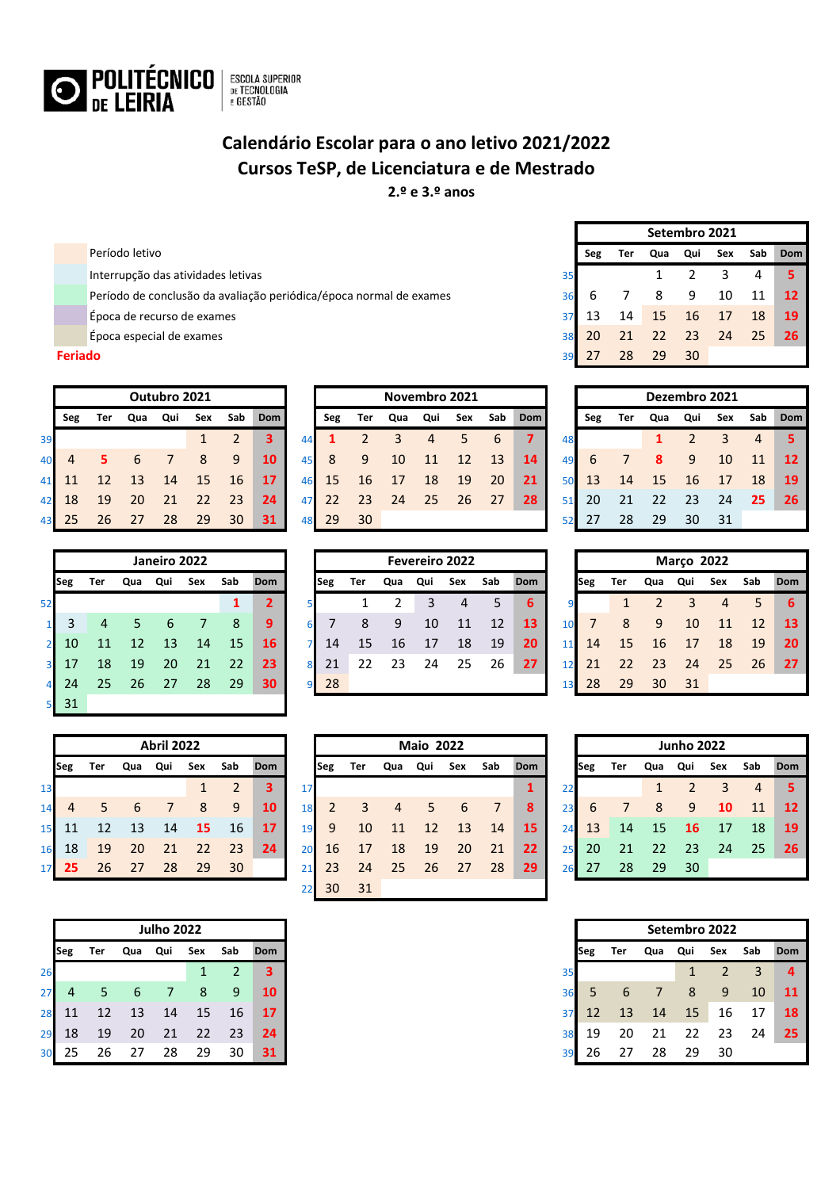POLITÉCNICO DE LEIRIA — ESCOLA SUPERIOR DE TECNOLOGIA E GESTÃO

# Calendário Escolar para o ano letivo 2021/2022

## Cursos TeSP, de Licenciatura e de Mestrado

### 2.º e 3.º anos

- Período letivo
- Interrupção das atividades letivas
- Período de conclusão da avaliação periódica/época normal de exames
- Época de recurso de exames
- Época especial de exames
- **Feriado**

**Setembro 2021**

| | Seg | Ter | Qua | Qui | Sex | Sab | Dom |
|---|---|---|---|---|---|---|---|
| 35 | | | 1 | 2 | 3 | 4 | 5 |
| 36 | 6 | 7 | 8 | 9 | 10 | 11 | 12 |
| 37 | 13 | 14 | 15 | 16 | 17 | 18 | 19 |
| 38 | 20 | 21 | 22 | 23 | 24 | 25 | 26 |
| 39 | 27 | 28 | 29 | 30 | | | |

**Outubro 2021**

| | Seg | Ter | Qua | Qui | Sex | Sab | Dom |
|---|---|---|---|---|---|---|---|
| 39 | | | | | 1 | 2 | 3 |
| 40 | 4 | **5** | 6 | 7 | 8 | 9 | 10 |
| 41 | 11 | 12 | 13 | 14 | 15 | 16 | 17 |
| 42 | 18 | 19 | 20 | 21 | 22 | 23 | 24 |
| 43 | 25 | 26 | 27 | 28 | 29 | 30 | 31 |

**Novembro 2021**

| | Seg | Ter | Qua | Qui | Sex | Sab | Dom |
|---|---|---|---|---|---|---|---|
| 44 | **1** | 2 | 3 | 4 | 5 | 6 | 7 |
| 45 | 8 | 9 | 10 | 11 | 12 | 13 | 14 |
| 46 | 15 | 16 | 17 | 18 | 19 | 20 | 21 |
| 47 | 22 | 23 | 24 | 25 | 26 | 27 | 28 |
| 48 | 29 | 30 | | | | | |

**Dezembro 2021**

| | Seg | Ter | Qua | Qui | Sex | Sab | Dom |
|---|---|---|---|---|---|---|---|
| 48 | | | **1** | 2 | 3 | 4 | 5 |
| 49 | 6 | 7 | **8** | 9 | 10 | 11 | 12 |
| 50 | 13 | 14 | 15 | 16 | 17 | 18 | 19 |
| 51 | 20 | 21 | 22 | 23 | 24 | **25** | 26 |
| 52 | 27 | 28 | 29 | 30 | 31 | | |

**Janeiro 2022**

| | Seg | Ter | Qua | Qui | Sex | Sab | Dom |
|---|---|---|---|---|---|---|---|
| 52 | | | | | | **1** | 2 |
| 1 | 3 | 4 | 5 | 6 | 7 | 8 | 9 |
| 2 | 10 | 11 | 12 | 13 | 14 | 15 | 16 |
| 3 | 17 | 18 | 19 | 20 | 21 | 22 | 23 |
| 4 | 24 | 25 | 26 | 27 | 28 | 29 | 30 |
| 5 | 31 | | | | | | |

**Fevereiro 2022**

| | Seg | Ter | Qua | Qui | Sex | Sab | Dom |
|---|---|---|---|---|---|---|---|
| 5 | | 1 | 2 | 3 | 4 | 5 | 6 |
| 6 | 7 | 8 | 9 | 10 | 11 | 12 | 13 |
| 7 | 14 | 15 | 16 | 17 | 18 | 19 | 20 |
| 8 | 21 | 22 | 23 | 24 | 25 | 26 | 27 |
| 9 | 28 | | | | | | |

**Março 2022**

| | Seg | Ter | Qua | Qui | Sex | Sab | Dom |
|---|---|---|---|---|---|---|---|
| 9 | | 1 | 2 | 3 | 4 | 5 | 6 |
| 10 | 7 | 8 | 9 | 10 | 11 | 12 | 13 |
| 11 | 14 | 15 | 16 | 17 | 18 | 19 | 20 |
| 12 | 21 | 22 | 23 | 24 | 25 | 26 | 27 |
| 13 | 28 | 29 | 30 | 31 | | | |

**Abril 2022**

| | Seg | Ter | Qua | Qui | Sex | Sab | Dom |
|---|---|---|---|---|---|---|---|
| 13 | | | | | 1 | 2 | 3 |
| 14 | 4 | 5 | 6 | 7 | 8 | 9 | 10 |
| 15 | 11 | 12 | 13 | 14 | **15** | 16 | 17 |
| 16 | 18 | 19 | 20 | 21 | 22 | 23 | 24 |
| 17 | **25** | 26 | 27 | 28 | 29 | 30 | |

**Maio 2022**

| | Seg | Ter | Qua | Qui | Sex | Sab | Dom |
|---|---|---|---|---|---|---|---|
| 17 | | | | | | | 1 |
| 18 | 2 | 3 | 4 | 5 | 6 | 7 | 8 |
| 19 | 9 | 10 | 11 | 12 | 13 | 14 | 15 |
| 20 | 16 | 17 | 18 | 19 | 20 | 21 | 22 |
| 21 | 23 | 24 | 25 | 26 | 27 | 28 | 29 |
| 22 | 30 | 31 | | | | | |

**Junho 2022**

| | Seg | Ter | Qua | Qui | Sex | Sab | Dom |
|---|---|---|---|---|---|---|---|
| 22 | | | 1 | 2 | 3 | 4 | 5 |
| 23 | 6 | 7 | 8 | 9 | **10** | 11 | 12 |
| 24 | 13 | 14 | 15 | **16** | 17 | 18 | 19 |
| 25 | 20 | 21 | 22 | 23 | 24 | 25 | 26 |
| 26 | 27 | 28 | 29 | 30 | | | |

**Julho 2022**

| | Seg | Ter | Qua | Qui | Sex | Sab | Dom |
|---|---|---|---|---|---|---|---|
| 26 | | | | | 1 | 2 | 3 |
| 27 | 4 | 5 | 6 | 7 | 8 | 9 | 10 |
| 28 | 11 | 12 | 13 | 14 | 15 | 16 | 17 |
| 29 | 18 | 19 | 20 | 21 | 22 | 23 | 24 |
| 30 | 25 | 26 | 27 | 28 | 29 | 30 | 31 |

**Setembro 2022**

| | Seg | Ter | Qua | Qui | Sex | Sab | Dom |
|---|---|---|---|---|---|---|---|
| 35 | | | | 1 | 2 | 3 | 4 |
| 36 | 5 | 6 | 7 | 8 | 9 | 10 | 11 |
| 37 | 12 | 13 | 14 | 15 | 16 | 17 | 18 |
| 38 | 19 | 20 | 21 | 22 | 23 | 24 | 25 |
| 39 | 26 | 27 | 28 | 29 | 30 | | |